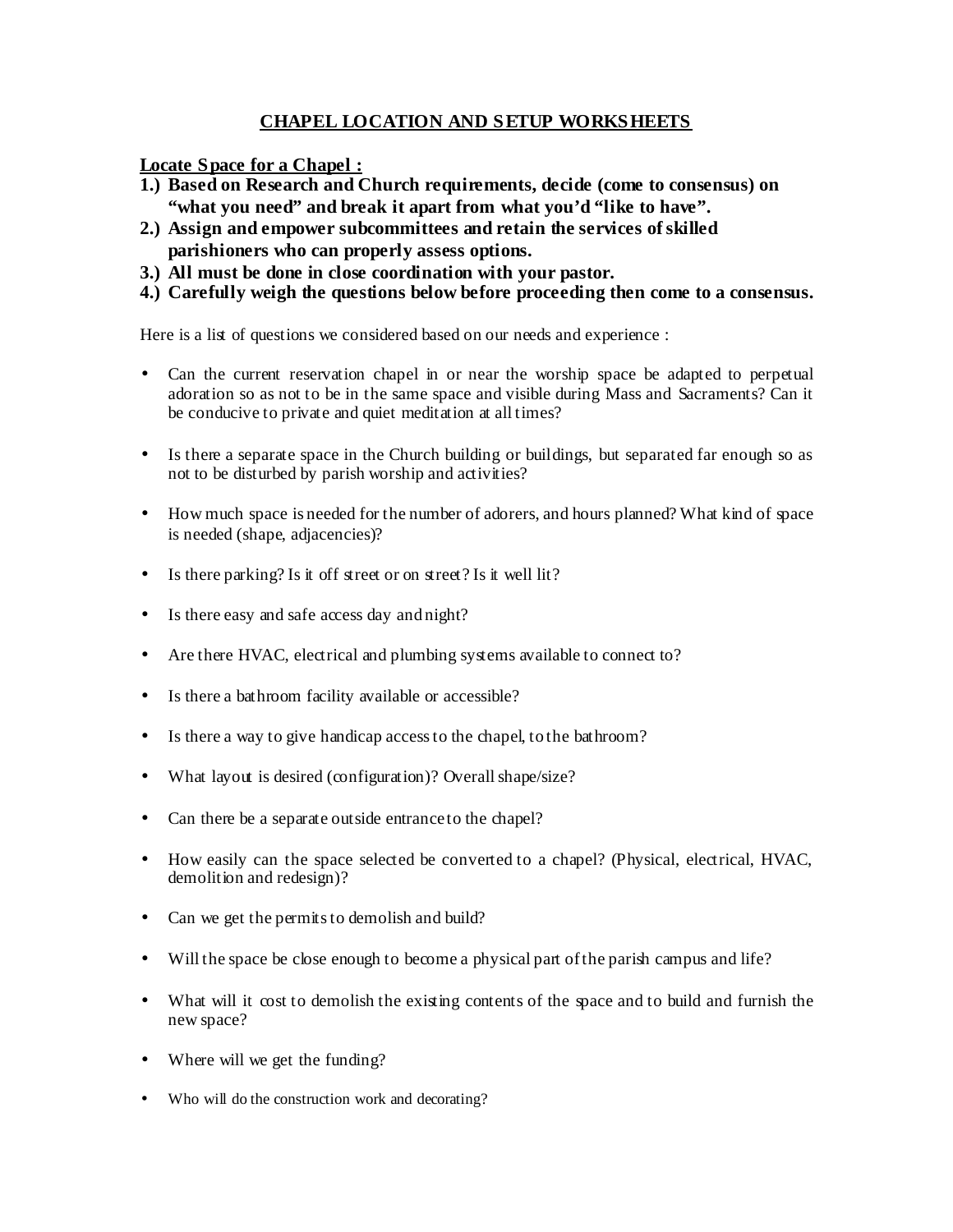# CHAPEL LOCATION AND SETUP WORKSHEETS

**Locate Space for a Chapel :**

1.) **Based on Research and Church requirements, decide (come to consensus) on "what you need" and break it apart from what you'd "like to have".**
2.) **Assign and empower subcommittees and retain the services of skilled parishioners who can properly assess options.**
3.) **All must be done in close coordination with your pastor.**
4.) **Carefully weigh the questions below before proceeding then come to a consensus.**

Here is a list of questions we considered based on our needs and experience :

- Can the current reservation chapel in or near the worship space be adapted to perpetual adoration so as not to be in the same space and visible during Mass and Sacraments? Can it be conducive to private and quiet meditation at all times?
- Is there a separate space in the Church building or buildings, but separated far enough so as not to be disturbed by parish worship and activities?
- How much space is needed for the number of adorers, and hours planned? What kind of space is needed (shape, adjacencies)?
- Is there parking? Is it off street or on street? Is it well lit?
- Is there easy and safe access day and night?
- Are there HVAC, electrical and plumbing systems available to connect to?
- Is there a bathroom facility available or accessible?
- Is there a way to give handicap access to the chapel, to the bathroom?
- What layout is desired (configuration)? Overall shape/size?
- Can there be a separate outside entrance to the chapel?
- How easily can the space selected be converted to a chapel? (Physical, electrical, HVAC, demolition and redesign)?
- Can we get the permits to demolish and build?
- Will the space be close enough to become a physical part of the parish campus and life?
- What will it cost to demolish the existing contents of the space and to build and furnish the new space?
- Where will we get the funding?
- Who will do the construction work and decorating?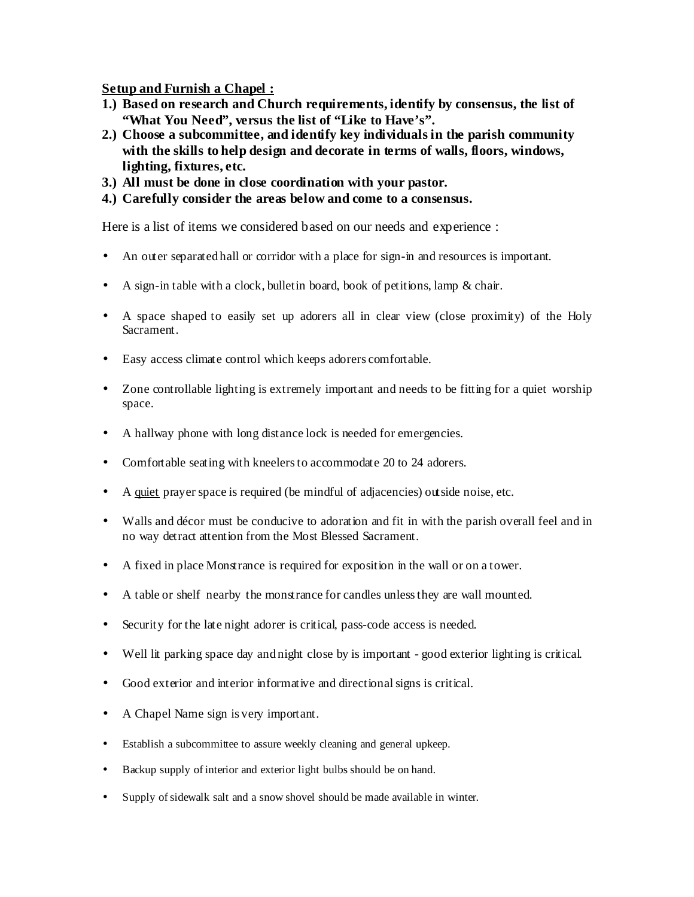**<u>Setup and Furnish a Chapel :</u>**

**1.) Based on research and Church requirements, identify by consensus, the list of "What You Need", versus the list of "Like to Have's".**
**2.) Choose a subcommittee, and identify key individuals in the parish community with the skills to help design and decorate in terms of walls, floors, windows, lighting, fixtures, etc.**
**3.) All must be done in close coordination with your pastor.**
**4.) Carefully consider the areas below and come to a consensus.**

Here is a list of items we considered based on our needs and experience :

- An outer separated hall or corridor with a place for sign-in and resources is important.
- A sign-in table with a clock, bulletin board, book of petitions, lamp & chair.
- A space shaped to easily set up adorers all in clear view (close proximity) of the Holy Sacrament.
- Easy access climate control which keeps adorers comfortable.
- Zone controllable lighting is extremely important and needs to be fitting for a quiet worship space.
- A hallway phone with long distance lock is needed for emergencies.
- Comfortable seating with kneelers to accommodate 20 to 24 adorers.
- A <u>quiet</u> prayer space is required (be mindful of adjacencies) outside noise, etc.
- Walls and décor must be conducive to adoration and fit in with the parish overall feel and in no way detract attention from the Most Blessed Sacrament.
- A fixed in place Monstrance is required for exposition in the wall or on a tower.
- A table or shelf nearby the monstrance for candles unless they are wall mounted.
- Security for the late night adorer is critical, pass-code access is needed.
- Well lit parking space day and night close by is important - good exterior lighting is critical.
- Good exterior and interior informative and directional signs is critical.
- A Chapel Name sign is very important.
- Establish a subcommittee to assure weekly cleaning and general upkeep.
- Backup supply of interior and exterior light bulbs should be on hand.
- Supply of sidewalk salt and a snow shovel should be made available in winter.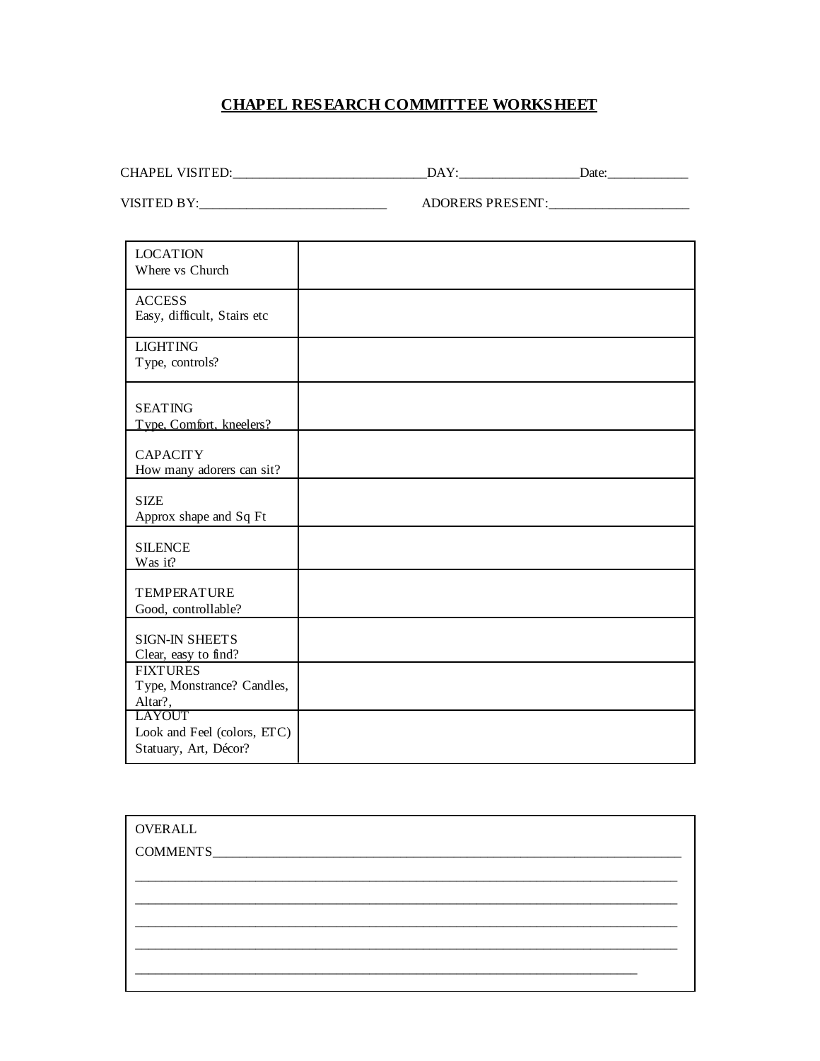# **CHAPEL RESEARCH COMMITTEE WORKSHEET**

CHAPEL VISITED:_____________________________DAY:_________________Date:____________

VISITED BY:____________________________ ADORERS PRESENT:_____________________

| | |
|---|---|
| LOCATION<br>Where vs Church | |
| ACCESS<br>Easy, difficult, Stairs etc | |
| LIGHTING<br>Type, controls? | |
| SEATING<br>Type, Comfort, kneelers? | |
| CAPACITY<br>How many adorers can sit? | |
| SIZE<br>Approx shape and Sq Ft | |
| SILENCE<br>Was it? | |
| TEMPERATURE<br>Good, controllable? | |
| SIGN-IN SHEETS<br>Clear, easy to find? | |
| FIXTURES<br>Type, Monstrance? Candles, Altar?, | |
| LAYOUT<br>Look and Feel (colors, ETC)<br>Statuary, Art, Décor? | |

OVERALL

COMMENTS___________________________________________________________________________

______________________________________________________________________________

______________________________________________________________________________

______________________________________________________________________________

______________________________________________________________________________

_________________________________________________________________________